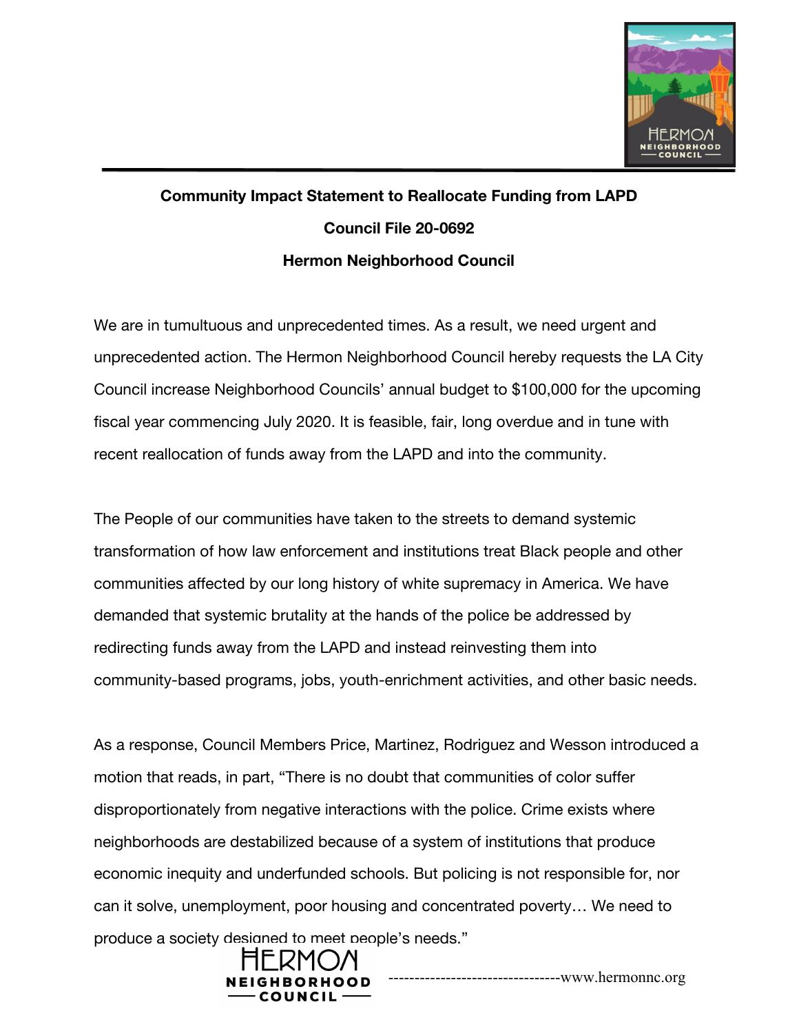**Community Impact Statement to Reallocate Funding from LAPD**

**Council File 20-0692**

**Hermon Neighborhood Council**

We are in tumultuous and unprecedented times. As a result, we need urgent and unprecedented action. The Hermon Neighborhood Council hereby requests the LA City Council increase Neighborhood Councils' annual budget to $100,000 for the upcoming fiscal year commencing July 2020. It is feasible, fair, long overdue and in tune with recent reallocation of funds away from the LAPD and into the community.

The People of our communities have taken to the streets to demand systemic transformation of how law enforcement and institutions treat Black people and other communities affected by our long history of white supremacy in America. We have demanded that systemic brutality at the hands of the police be addressed by redirecting funds away from the LAPD and instead reinvesting them into community-based programs, jobs, youth-enrichment activities, and other basic needs.

As a response, Council Members Price, Martinez, Rodriguez and Wesson introduced a motion that reads, in part, "There is no doubt that communities of color suffer disproportionately from negative interactions with the police. Crime exists where neighborhoods are destabilized because of a system of institutions that produce economic inequity and underfunded schools. But policing is not responsible for, nor can it solve, unemployment, poor housing and concentrated poverty… We need to produce a society designed to meet people's needs."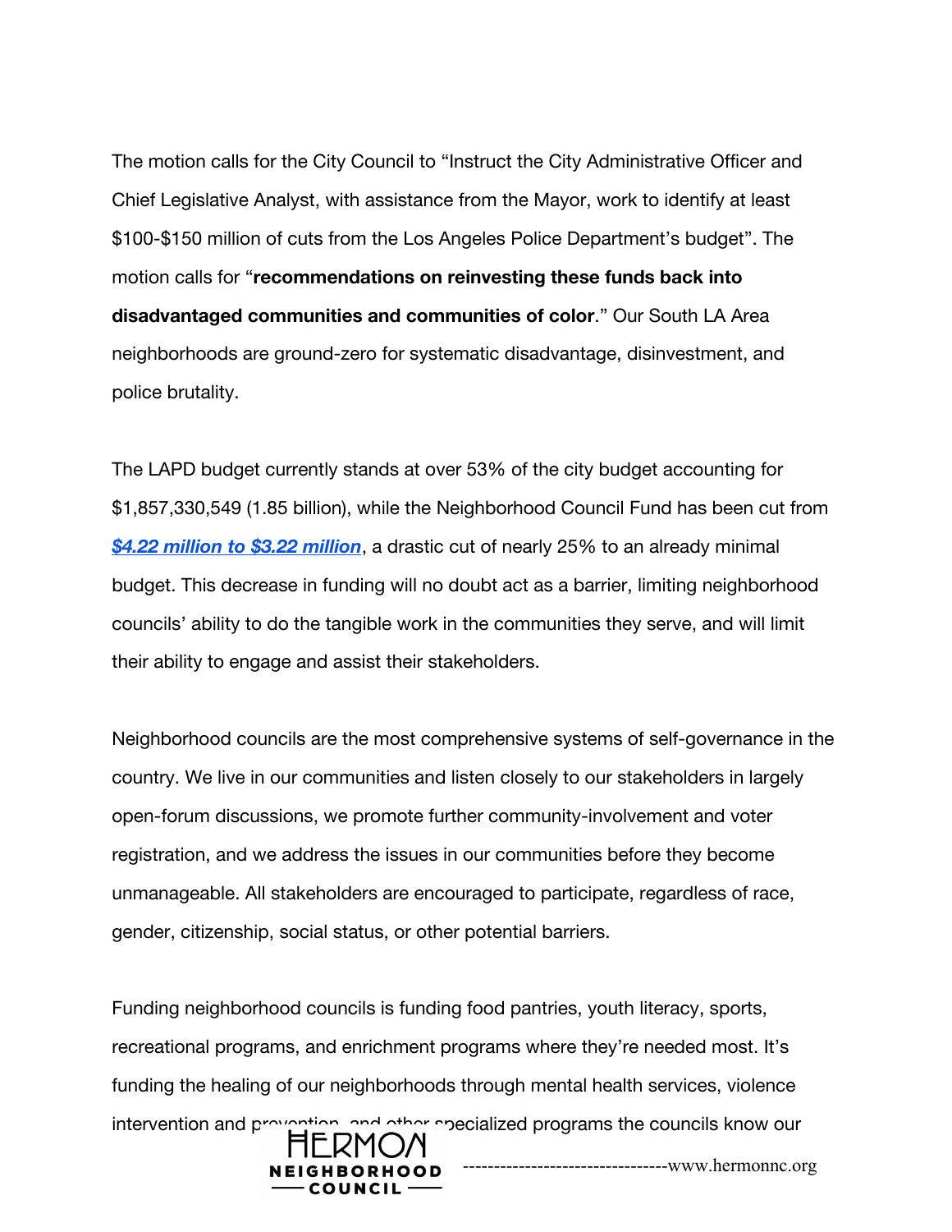The motion calls for the City Council to "Instruct the City Administrative Officer and Chief Legislative Analyst, with assistance from the Mayor, work to identify at least $100-$150 million of cuts from the Los Angeles Police Department's budget". The motion calls for "**recommendations on reinvesting these funds back into disadvantaged communities and communities of color**." Our South LA Area neighborhoods are ground-zero for systematic disadvantage, disinvestment, and police brutality.

The LAPD budget currently stands at over 53% of the city budget accounting for $1,857,330,549 (1.85 billion), while the Neighborhood Council Fund has been cut from ***$4.22 million to $3.22 million***, a drastic cut of nearly 25% to an already minimal budget. This decrease in funding will no doubt act as a barrier, limiting neighborhood councils' ability to do the tangible work in the communities they serve, and will limit their ability to engage and assist their stakeholders.

Neighborhood councils are the most comprehensive systems of self-governance in the country. We live in our communities and listen closely to our stakeholders in largely open-forum discussions, we promote further community-involvement and voter registration, and we address the issues in our communities before they become unmanageable. All stakeholders are encouraged to participate, regardless of race, gender, citizenship, social status, or other potential barriers.

Funding neighborhood councils is funding food pantries, youth literacy, sports, recreational programs, and enrichment programs where they're needed most. It's funding the healing of our neighborhoods through mental health services, violence intervention and prevention, and other specialized programs the councils know our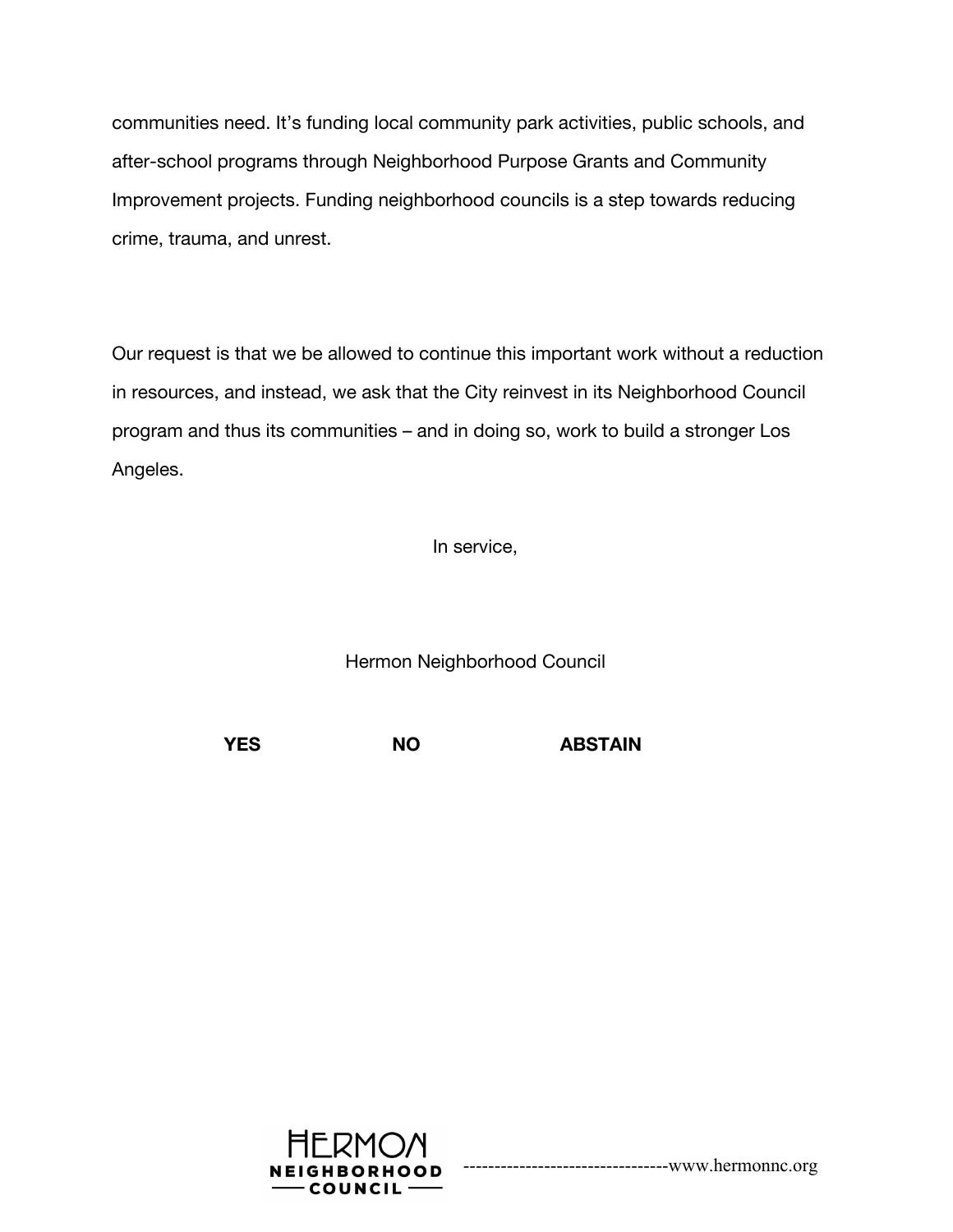communities need. It's funding local community park activities, public schools, and after-school programs through Neighborhood Purpose Grants and Community Improvement projects. Funding neighborhood councils is a step towards reducing crime, trauma, and unrest.

Our request is that we be allowed to continue this important work without a reduction in resources, and instead, we ask that the City reinvest in its Neighborhood Council program and thus its communities – and in doing so, work to build a stronger Los Angeles.

In service,

Hermon Neighborhood Council

**YES** **NO** **ABSTAIN**

HERMON NEIGHBORHOOD COUNCIL --------------------------------www.hermonnc.org